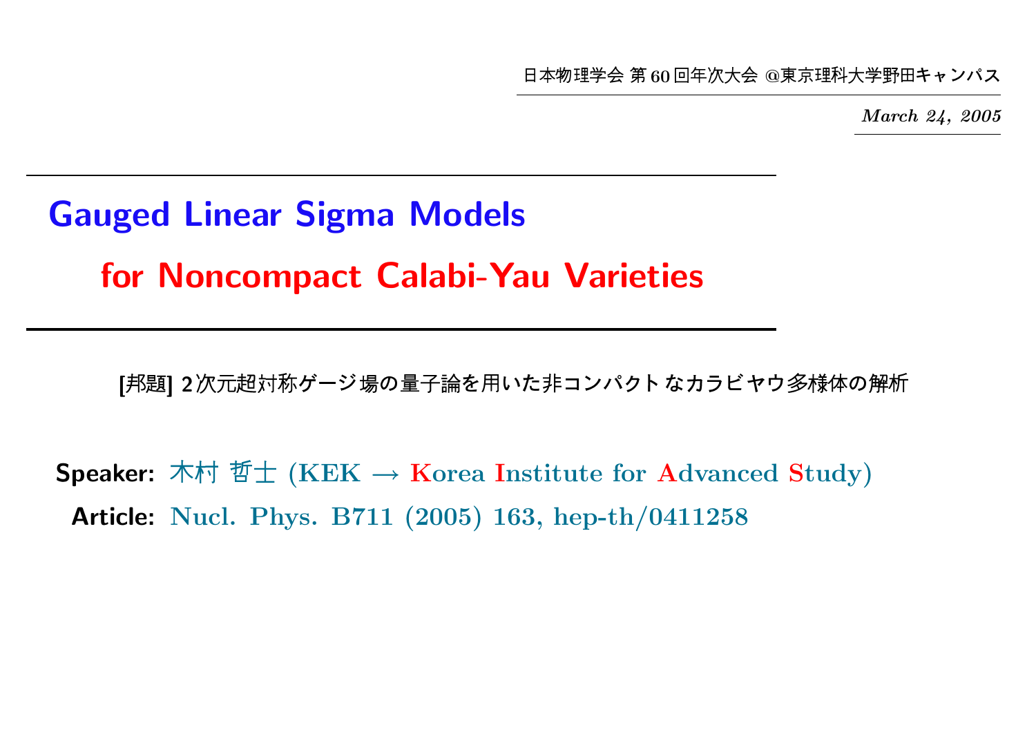日本物理学会 第 60 回年次大会 @東京理科大学野田キャンパス

*March 24, 2005*

# Gauged Linear Sigma Models

# for Noncompact Calabi-Yau Varieties

**[邦題] 2次元超対称ゲージ場の量子論を用いた非コンパクトなカラビヤウ多様体の解析**

**Speaker:** 木村 哲士 (KEK → Korea Institute for Advanced Study)

**Article:** Nucl. Phys. B711 (2005) 163, hep-th/0411258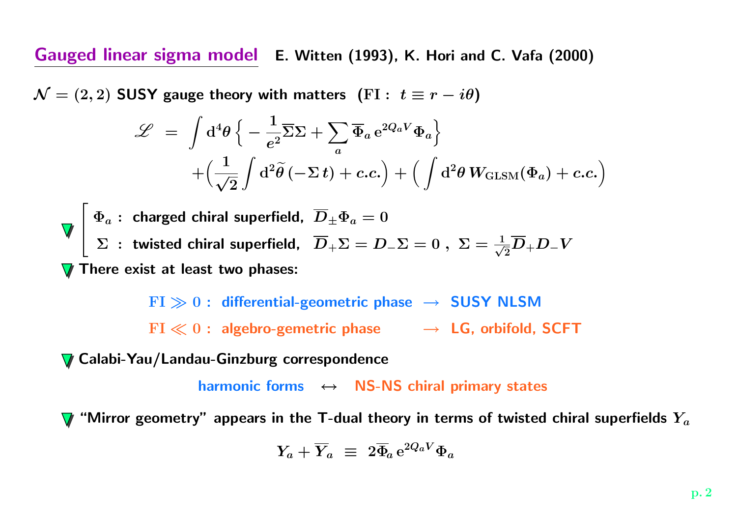## Gauged linear sigma model

**E. Witten (1993), K. Hori and C. Vafa (2000)**

$\mathcal{N} = (2,2)$ **SUSY gauge theory with matters** $(\mathrm{FI}: \ t \equiv r - i\theta)$

$$
\begin{aligned}
\mathscr{L} \ &= \ \int \mathrm{d}^4\theta \Big\{ -\frac{1}{e^2}\overline{\Sigma}\Sigma + \sum_a \overline{\Phi}_a \, \mathrm{e}^{2Q_a V} \Phi_a \Big\} \\
&\quad + \Big( \frac{1}{\sqrt{2}} \int \mathrm{d}^2\widetilde{\theta} \, (-\Sigma \, t) + c.c. \Big) + \Big( \int \mathrm{d}^2\theta \, W_{\mathrm{GLSM}}(\Phi_a) + c.c. \Big)
\end{aligned}
$$

- $\Phi_a$ : charged chiral superfield, $\overline{D}_{\pm}\Phi_a = 0$
- $\Sigma$ : twisted chiral superfield, $\overline{D}_+\Sigma = D_-\Sigma = 0$ , $\Sigma = \frac{1}{\sqrt{2}}\overline{D}_+ D_- V$

- There exist at least two phases:

  $\mathrm{FI} \gg 0$ : differential-geometric phase $\rightarrow$ SUSY NLSM

  $\mathrm{FI} \ll 0$ : algebro-gemetric phase $\rightarrow$ LG, orbifold, SCFT

- Calabi-Yau/Landau-Ginzburg correspondence

  harmonic forms $\leftrightarrow$ NS-NS chiral primary states

- "Mirror geometry" appears in the T-dual theory in terms of twisted chiral superfields $Y_a$

$$
Y_a + \overline{Y}_a \ \equiv \ 2\overline{\Phi}_a \, \mathrm{e}^{2Q_a V} \Phi_a
$$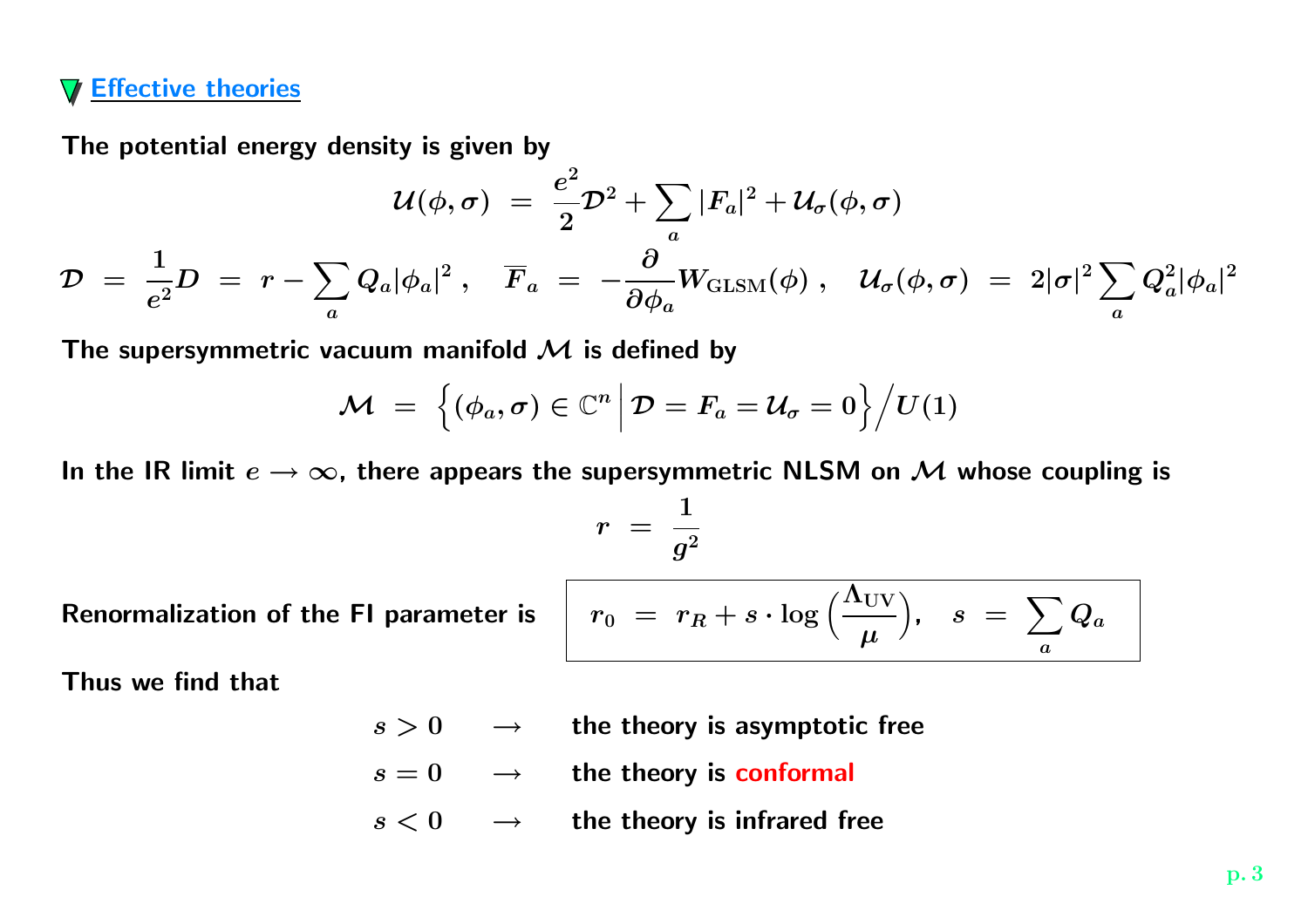## Effective theories

**The potential energy density is given by**

$$\mathcal{U}(\phi, \sigma) \;=\; \frac{e^2}{2}\mathcal{D}^2 + \sum_a |F_a|^2 + \mathcal{U}_\sigma(\phi, \sigma)$$

$$\mathcal{D} \;=\; \frac{1}{e^2} D \;=\; r - \sum_a Q_a |\phi_a|^2 \,, \quad \overline{F}_a \;=\; -\frac{\partial}{\partial \phi_a} W_{\text{GLSM}}(\phi) \,, \quad \mathcal{U}_\sigma(\phi, \sigma) \;=\; 2|\sigma|^2 \sum_a Q_a^2 |\phi_a|^2$$

**The supersymmetric vacuum manifold $\mathcal{M}$ is defined by**

$$\mathcal{M} \;=\; \Big\{ (\phi_a, \sigma) \in \mathbb{C}^n \,\Big|\, \mathcal{D} = F_a = \mathcal{U}_\sigma = 0 \Big\} \Big/ U(1)$$

**In the IR limit $e \to \infty$, there appears the supersymmetric NLSM on $\mathcal{M}$ whose coupling is**

$$r \;=\; \frac{1}{g^2}$$

**Renormalization of the FI parameter is**

$$\boxed{\, r_0 \;=\; r_R + s \cdot \log\Big(\frac{\Lambda_{\text{UV}}}{\mu}\Big), \quad s \;=\; \sum_a Q_a \,}$$

**Thus we find that**

- $s > 0 \quad \longrightarrow \quad$ **the theory is asymptotic free**
- $s = 0 \quad \longrightarrow \quad$ **the theory is conformal**
- $s < 0 \quad \longrightarrow \quad$ **the theory is infrared free**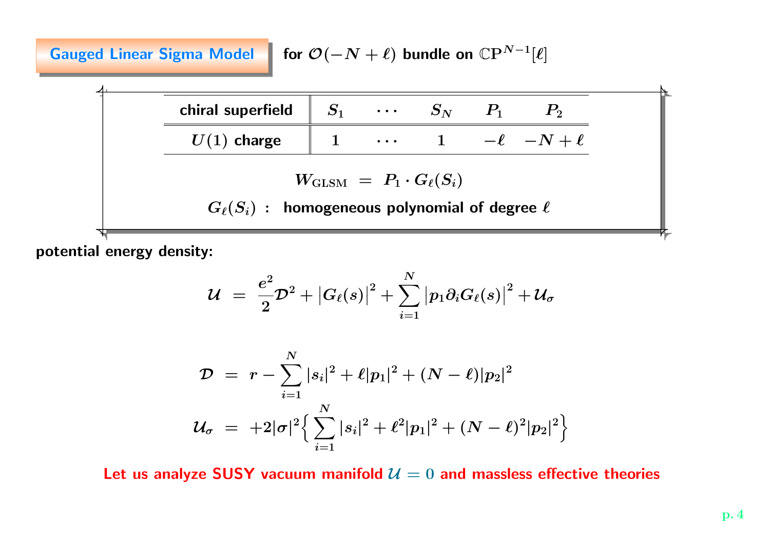## Gauged Linear Sigma Model for $\mathcal{O}(-N+\ell)$ bundle on $\mathbb{CP}^{N-1}[\ell]$

| chiral superfield | $S_1$ | $\cdots$ | $S_N$ | $P_1$ | $P_2$ |
|---|---|---|---|---|---|
| $U(1)$ charge | $1$ | $\cdots$ | $1$ | $-\ell$ | $-N+\ell$ |

$$W_{\text{GLSM}} \;=\; P_1 \cdot G_\ell(S_i)$$

$G_\ell(S_i)$ : homogeneous polynomial of degree $\ell$

**potential energy density:**

$$\mathcal{U} \;=\; \frac{e^2}{2}\mathcal{D}^2 + \big|G_\ell(s)\big|^2 + \sum_{i=1}^N \big|p_1 \partial_i G_\ell(s)\big|^2 + \mathcal{U}_\sigma$$

$$\mathcal{D} \;=\; r - \sum_{i=1}^N |s_i|^2 + \ell |p_1|^2 + (N-\ell)|p_2|^2$$

$$\mathcal{U}_\sigma \;=\; +2|\sigma|^2 \Big\{ \sum_{i=1}^N |s_i|^2 + \ell^2 |p_1|^2 + (N-\ell)^2 |p_2|^2 \Big\}$$

**Let us analyze SUSY vacuum manifold $\mathcal{U}=0$ and massless effective theories**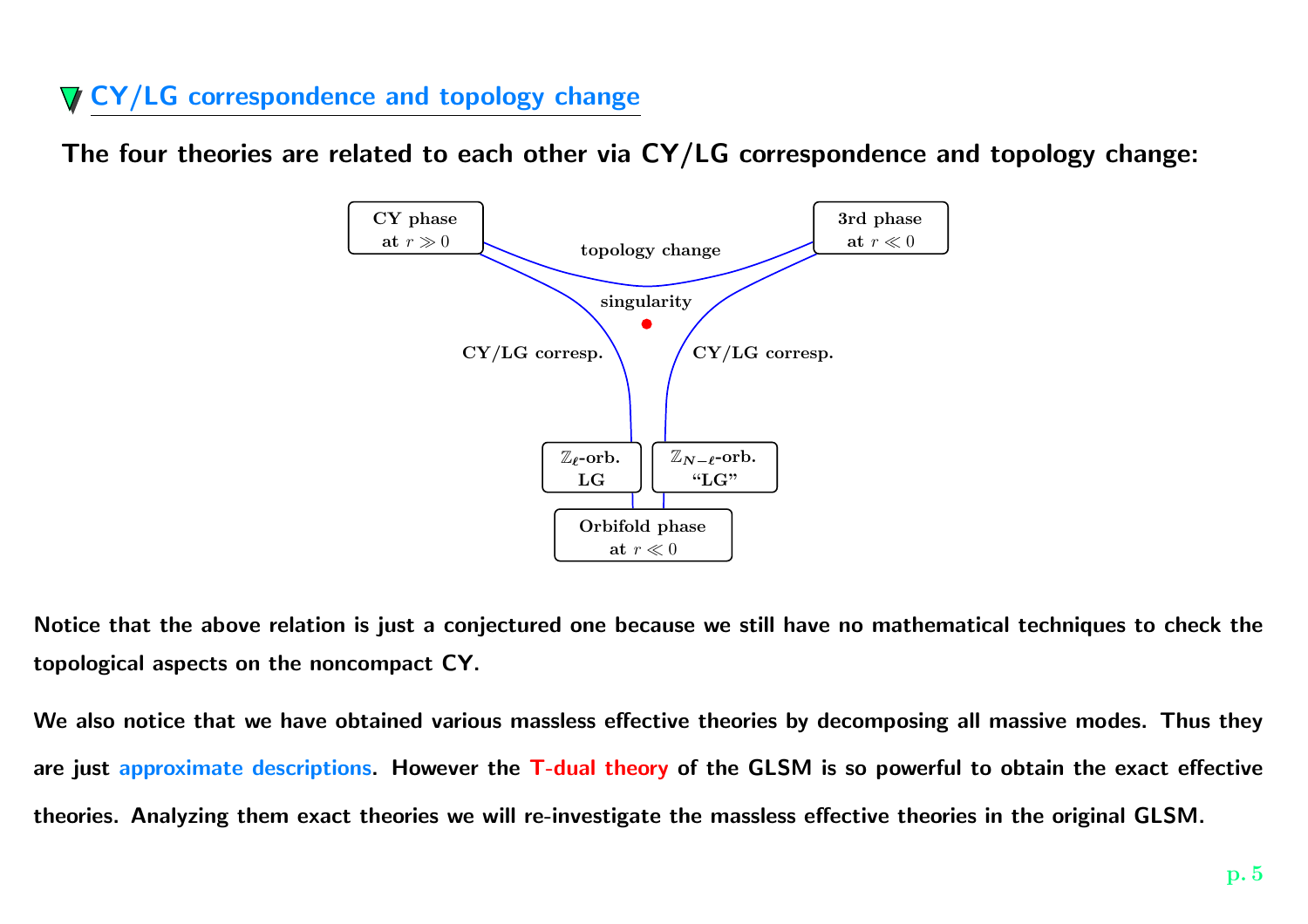## CY/LG correspondence and topology change

**The four theories are related to each other via CY/LG correspondence and topology change:**

CY phase at $r \gg 0$

3rd phase at $r \ll 0$

topology change

singularity

CY/LG corresp.

CY/LG corresp.

$\mathbb{Z}_\ell$-orb. LG

$\mathbb{Z}_{N-\ell}$-orb. "LG"

Orbifold phase at $r \ll 0$

**Notice that the above relation is just a conjectured one because we still have no mathematical techniques to check the topological aspects on the noncompact CY.**

**We also notice that we have obtained various massless effective theories by decomposing all massive modes. Thus they are just approximate descriptions. However the T-dual theory of the GLSM is so powerful to obtain the exact effective theories. Analyzing them exact theories we will re-investigate the massless effective theories in the original GLSM.**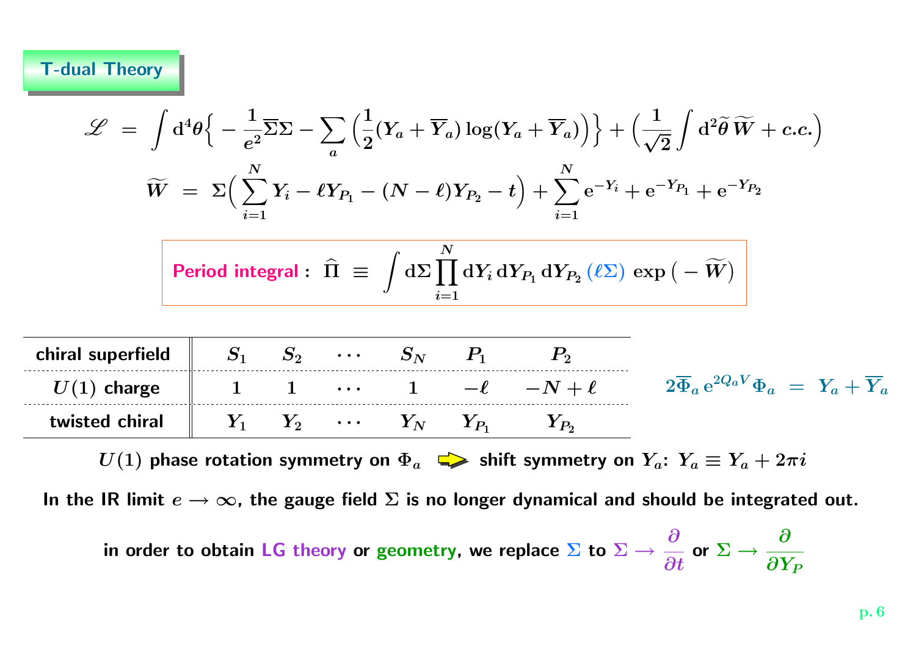## T-dual Theory

$$\mathscr{L} \;=\; \int \mathrm{d}^4\theta \Big\{ -\frac{1}{e^2}\overline{\Sigma}\Sigma - \sum_a \Big( \frac{1}{2}(Y_a + \overline{Y}_a)\log(Y_a + \overline{Y}_a) \Big) \Big\} + \Big( \frac{1}{\sqrt{2}} \int \mathrm{d}^2\widetilde{\theta}\, \widetilde{W} + c.c. \Big)$$

$$\widetilde{W} \;=\; \Sigma \Big( \sum_{i=1}^{N} Y_i - \ell Y_{P_1} - (N-\ell) Y_{P_2} - t \Big) + \sum_{i=1}^{N} \mathrm{e}^{-Y_i} + \mathrm{e}^{-Y_{P_1}} + \mathrm{e}^{-Y_{P_2}}$$

**Period integral :** $\widehat{\Pi} \;\equiv\; \displaystyle\int \mathrm{d}\Sigma \prod_{i=1}^{N} \mathrm{d}Y_i\, \mathrm{d}Y_{P_1}\, \mathrm{d}Y_{P_2}\, (\ell\Sigma)\, \exp\big( -\widetilde{W} \big)$

| chiral superfield | $S_1$ | $S_2$ | $\cdots$ | $S_N$ | $P_1$ | $P_2$ |
|---|---|---|---|---|---|---|
| $U(1)$ charge | $1$ | $1$ | $\cdots$ | $1$ | $-\ell$ | $-N+\ell$ |
| twisted chiral | $Y_1$ | $Y_2$ | $\cdots$ | $Y_N$ | $Y_{P_1}$ | $Y_{P_2}$ |

$$2\overline{\Phi}_a\, \mathrm{e}^{2Q_a V} \Phi_a \;=\; Y_a + \overline{Y}_a$$

$U(1)$ phase rotation symmetry on $\Phi_a$ ⇒ shift symmetry on $Y_a$: $Y_a \equiv Y_a + 2\pi i$

In the IR limit $e \to \infty$, the gauge field $\Sigma$ is no longer dynamical and should be integrated out.

in order to obtain LG theory or geometry, we replace $\Sigma$ to $\Sigma \to \dfrac{\partial}{\partial t}$ or $\Sigma \to \dfrac{\partial}{\partial Y_P}$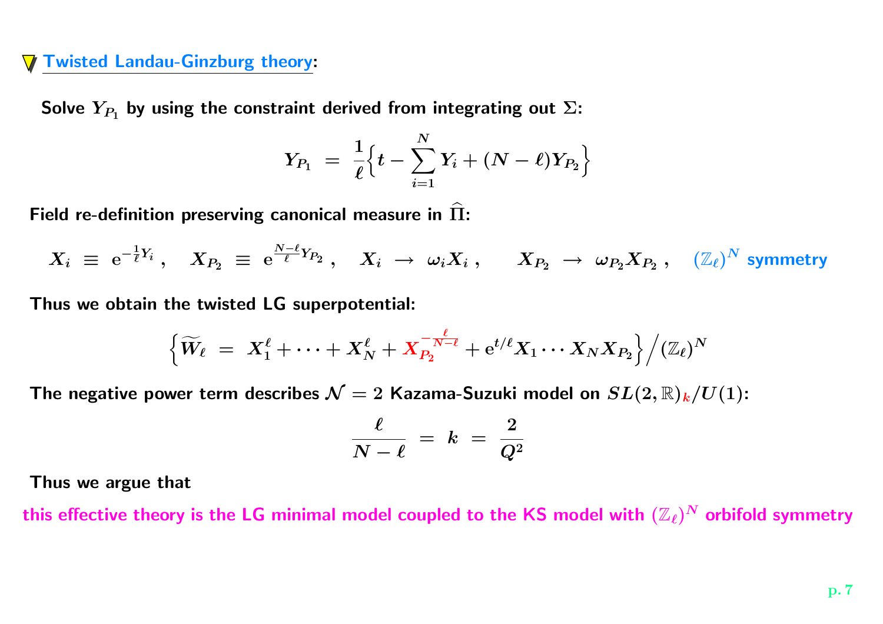## Twisted Landau-Ginzburg theory:

**Solve $Y_{P_1}$ by using the constraint derived from integrating out $\Sigma$:**

$$Y_{P_1} \ = \ \frac{1}{\ell}\Big\{ t - \sum_{i=1}^{N} Y_i + (N-\ell) Y_{P_2} \Big\}$$

**Field re-definition preserving canonical measure in $\widehat{\Pi}$:**

$$X_i \ \equiv \ \mathrm{e}^{-\frac{1}{\ell}Y_i} \, , \quad X_{P_2} \ \equiv \ \mathrm{e}^{\frac{N-\ell}{\ell}Y_{P_2}} \, , \quad X_i \ \to \ \omega_i X_i \, , \qquad X_{P_2} \ \to \ \omega_{P_2} X_{P_2} \, , \quad (\mathbb{Z}_\ell)^N \text{ symmetry}$$

**Thus we obtain the twisted LG superpotential:**

$$\Big\{ \widetilde{W}_\ell \ = \ X_1^\ell + \cdots + X_N^\ell + X_{P_2}^{-\frac{\ell}{N-\ell}} + \mathrm{e}^{t/\ell} X_1 \cdots X_N X_{P_2} \Big\} \Big/ (\mathbb{Z}_\ell)^N$$

**The negative power term describes $\mathcal{N}=2$ Kazama-Suzuki model on $SL(2,\mathbb{R})_k/U(1)$:**

$$\frac{\ell}{N-\ell} \ = \ k \ = \ \frac{2}{Q^2}$$

**Thus we argue that**

**this effective theory is the LG minimal model coupled to the KS model with $(\mathbb{Z}_\ell)^N$ orbifold symmetry**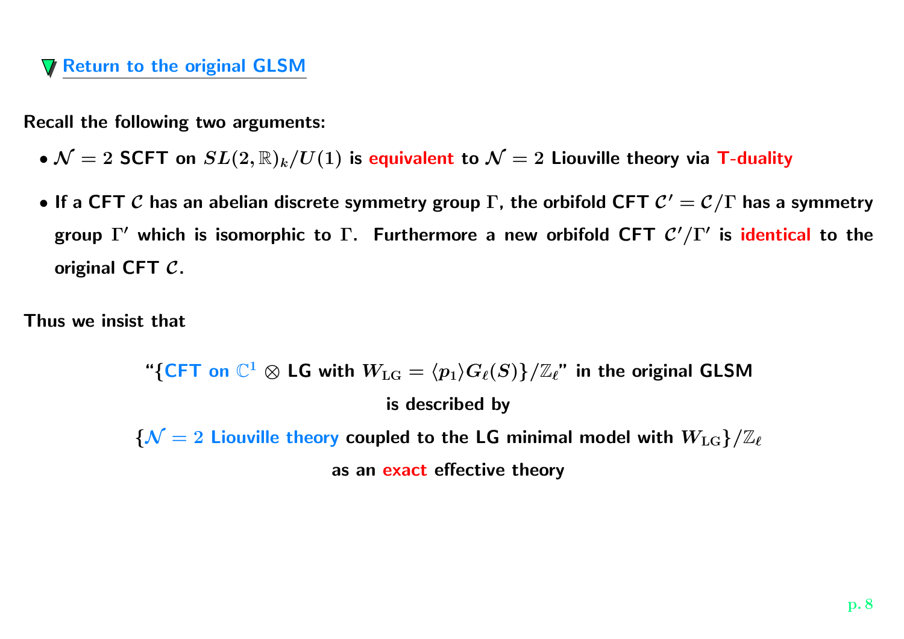## Return to the original GLSM

**Recall the following two arguments:**

- **$\mathcal{N}=2$ SCFT on $SL(2,\mathbb{R})_k/U(1)$ is equivalent to $\mathcal{N}=2$ Liouville theory via T-duality**
- **If a CFT $\mathcal{C}$ has an abelian discrete symmetry group $\Gamma$, the orbifold CFT $\mathcal{C}' = \mathcal{C}/\Gamma$ has a symmetry group $\Gamma'$ which is isomorphic to $\Gamma$. Furthermore a new orbifold CFT $\mathcal{C}'/\Gamma'$ is identical to the original CFT $\mathcal{C}$.**

**Thus we insist that**

**"$\{$CFT on $\mathbb{C}^1 \otimes$ LG with $W_{\rm LG} = \langle p_1 \rangle G_\ell(S)\}/\mathbb{Z}_\ell$" in the original GLSM**

**is described by**

**$\{\mathcal{N}=2$ Liouville theory coupled to the LG minimal model with $W_{\rm LG}\}/\mathbb{Z}_\ell$**

**as an exact effective theory**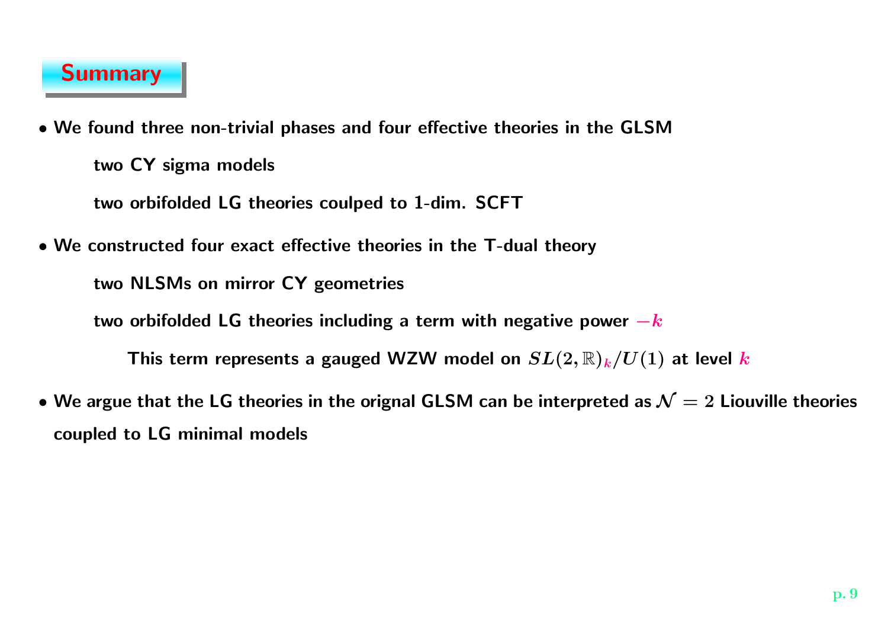## Summary

- **We found three non-trivial phases and four effective theories in the GLSM**

  **two CY sigma models**

  **two orbifolded LG theories coulped to 1-dim. SCFT**

- **We constructed four exact effective theories in the T-dual theory**

  **two NLSMs on mirror CY geometries**

  **two orbifolded LG theories including a term with negative power $-k$**

  **This term represents a gauged WZW model on $SL(2,\mathbb{R})_k/U(1)$ at level $k$**

- **We argue that the LG theories in the orignal GLSM can be interpreted as $\mathcal{N}=2$ Liouville theories coupled to LG minimal models**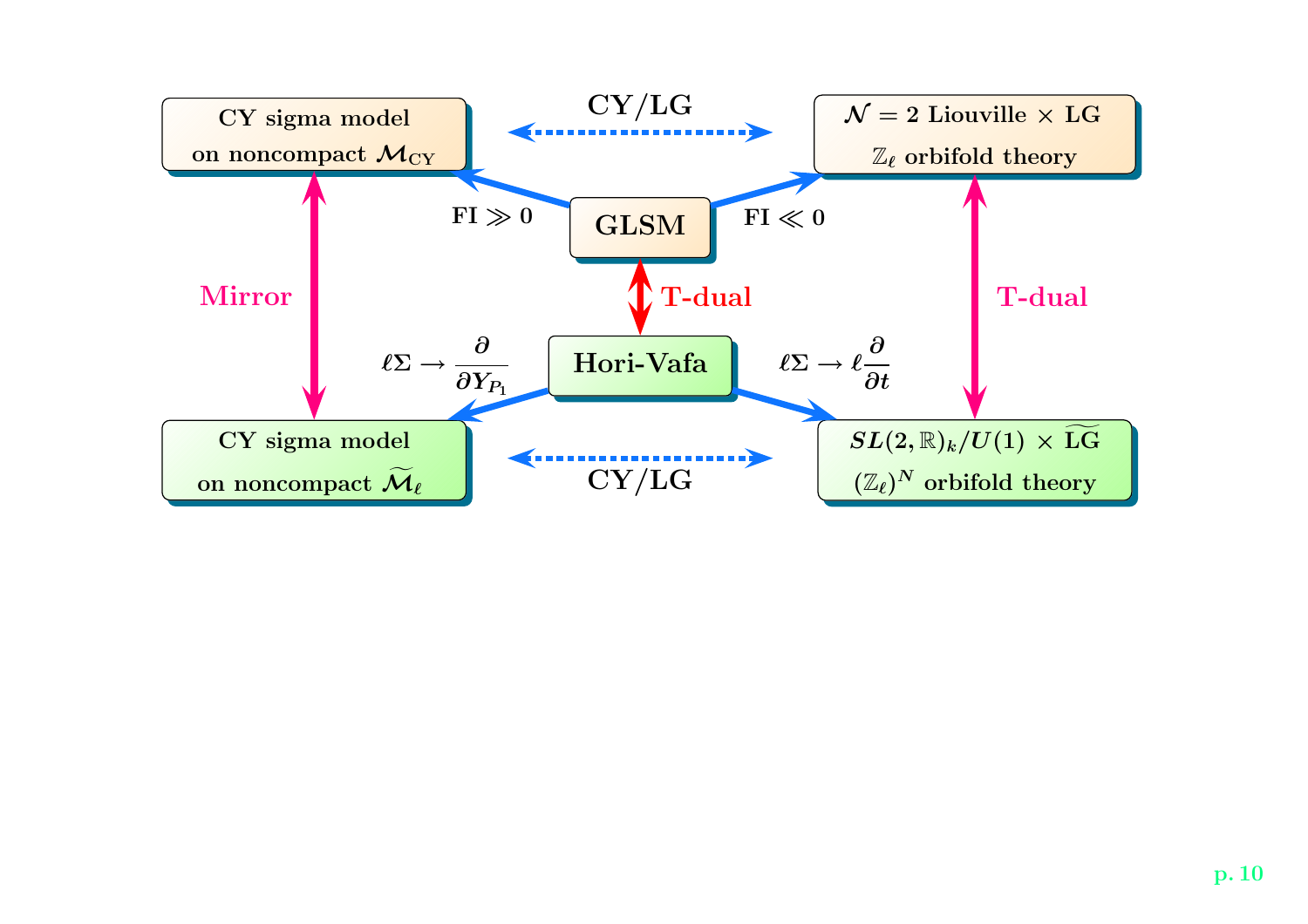CY sigma model on noncompact $\mathcal{M}_{\rm CY}$

**CY/LG**

$\mathcal{N}=2$ Liouville $\times$ LG $\mathbb{Z}_\ell$ orbifold theory

FI $\gg 0$

**GLSM**

FI $\ll 0$

Mirror

T-dual

T-dual

$\ell\Sigma \to \dfrac{\partial}{\partial Y_{P_1}}$

**Hori-Vafa**

$\ell\Sigma \to \ell\dfrac{\partial}{\partial t}$

CY sigma model on noncompact $\widetilde{\mathcal{M}}_\ell$

**CY/LG**

$SL(2,\mathbb{R})_k/U(1) \times \widetilde{\rm LG}$ $(\mathbb{Z}_\ell)^N$ orbifold theory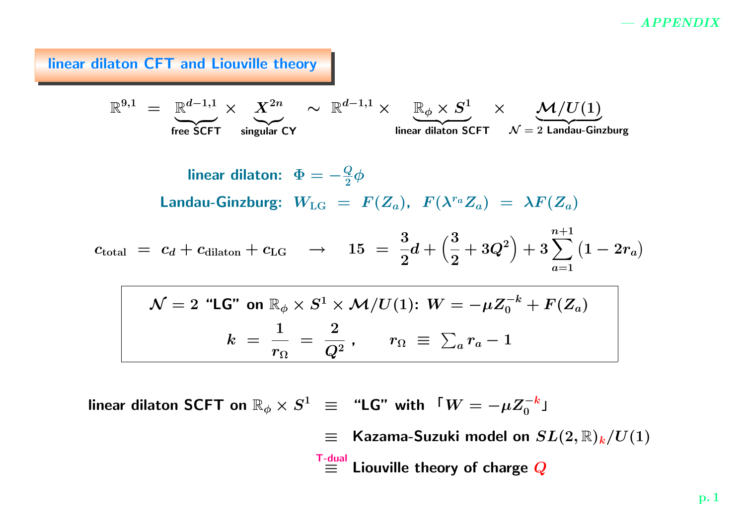## linear dilaton CFT and Liouville theory

$$\mathbb{R}^{9,1} \;=\; \underbrace{\mathbb{R}^{d-1,1}}_{\text{free SCFT}} \times \underbrace{X^{2n}}_{\text{singular CY}} \;\sim\; \mathbb{R}^{d-1,1} \times \underbrace{\mathbb{R}_\phi \times S^1}_{\text{linear dilaton SCFT}} \times \underbrace{\mathcal{M}/U(1)}_{\mathcal{N}=2\ \text{Landau-Ginzburg}}$$

**linear dilaton:** $\Phi = -\frac{Q}{2}\phi$

**Landau-Ginzburg:** $W_{\rm LG} \;=\; F(Z_a),\;\; F(\lambda^{r_a} Z_a) \;=\; \lambda F(Z_a)$

$$c_{\rm total} \;=\; c_d + c_{\rm dilaton} + c_{\rm LG} \quad\rightarrow\quad 15 \;=\; \frac{3}{2}d + \Big(\frac{3}{2} + 3Q^2\Big) + 3\sum_{a=1}^{n+1}\big(1 - 2r_a\big)$$

$$\mathcal{N}=2\ \text{“LG” on } \mathbb{R}_\phi \times S^1 \times \mathcal{M}/U(1):\; W = -\mu Z_0^{-k} + F(Z_a)$$

$$k \;=\; \frac{1}{r_\Omega} \;=\; \frac{2}{Q^2}\,, \qquad r_\Omega \;\equiv\; \textstyle\sum_a r_a - 1$$

**linear dilaton SCFT on** $\mathbb{R}_\phi \times S^1$ $\;\equiv\;$ **“LG” with 「**$W = -\mu Z_0^{-k}$**」**

$\equiv\;$ **Kazama-Suzuki model on** $SL(2,\mathbb{R})_k/U(1)$

$\overset{\text{T-dual}}{\equiv}\;$ **Liouville theory of charge** $Q$